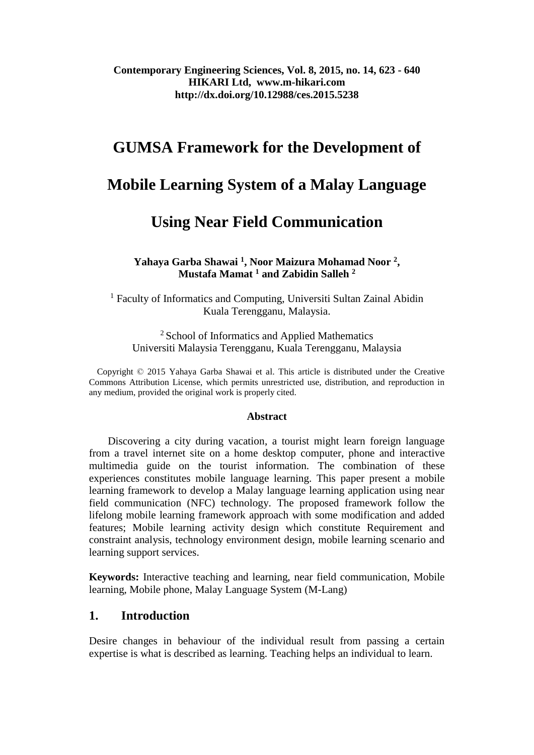# GUMSA Framework for the Development of Mobile Learning System of a Malay Language Using Near Field Communication

**Yahaya Garba Shawai [1], Noor Maizura Mohamad Noor [2], Mustafa Mamat [1] and Zabidin Salleh [2]**

[1] Faculty of Informatics and Computing, Universiti Sultan Zainal Abidin
Kuala Terengganu, Malaysia.

[2] School of Informatics and Applied Mathematics
Universiti Malaysia Terengganu, Kuala Terengganu, Malaysia

Copyright © 2015 Yahaya Garba Shawai et al. This article is distributed under the Creative Commons Attribution License, which permits unrestricted use, distribution, and reproduction in any medium, provided the original work is properly cited.

### Abstract

Discovering a city during vacation, a tourist might learn foreign language from a travel internet site on a home desktop computer, phone and interactive multimedia guide on the tourist information. The combination of these experiences constitutes mobile language learning. This paper present a mobile learning framework to develop a Malay language learning application using near field communication (NFC) technology. The proposed framework follow the lifelong mobile learning framework approach with some modification and added features; Mobile learning activity design which constitute Requirement and constraint analysis, technology environment design, mobile learning scenario and learning support services.

**Keywords:** Interactive teaching and learning, near field communication, Mobile learning, Mobile phone, Malay Language System (M-Lang)

## 1. Introduction

Desire changes in behaviour of the individual result from passing a certain expertise is what is described as learning. Teaching helps an individual to learn.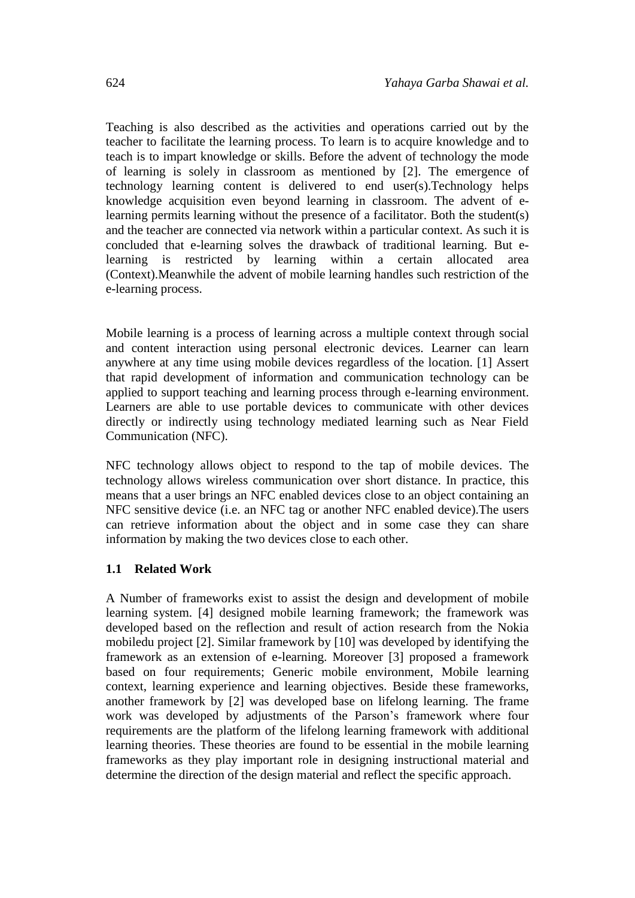Teaching is also described as the activities and operations carried out by the teacher to facilitate the learning process. To learn is to acquire knowledge and to teach is to impart knowledge or skills. Before the advent of technology the mode of learning is solely in classroom as mentioned by [2]. The emergence of technology learning content is delivered to end user(s).Technology helps knowledge acquisition even beyond learning in classroom. The advent of e-learning permits learning without the presence of a facilitator. Both the student(s) and the teacher are connected via network within a particular context. As such it is concluded that e-learning solves the drawback of traditional learning. But e-learning is restricted by learning within a certain allocated area (Context).Meanwhile the advent of mobile learning handles such restriction of the e-learning process.

Mobile learning is a process of learning across a multiple context through social and content interaction using personal electronic devices. Learner can learn anywhere at any time using mobile devices regardless of the location. [1] Assert that rapid development of information and communication technology can be applied to support teaching and learning process through e-learning environment. Learners are able to use portable devices to communicate with other devices directly or indirectly using technology mediated learning such as Near Field Communication (NFC).

NFC technology allows object to respond to the tap of mobile devices. The technology allows wireless communication over short distance. In practice, this means that a user brings an NFC enabled devices close to an object containing an NFC sensitive device (i.e. an NFC tag or another NFC enabled device).The users can retrieve information about the object and in some case they can share information by making the two devices close to each other.

### 1.1 Related Work

A Number of frameworks exist to assist the design and development of mobile learning system. [4] designed mobile learning framework; the framework was developed based on the reflection and result of action research from the Nokia mobiledu project [2]. Similar framework by [10] was developed by identifying the framework as an extension of e-learning. Moreover [3] proposed a framework based on four requirements; Generic mobile environment, Mobile learning context, learning experience and learning objectives. Beside these frameworks, another framework by [2] was developed base on lifelong learning. The frame work was developed by adjustments of the Parson's framework where four requirements are the platform of the lifelong learning framework with additional learning theories. These theories are found to be essential in the mobile learning frameworks as they play important role in designing instructional material and determine the direction of the design material and reflect the specific approach.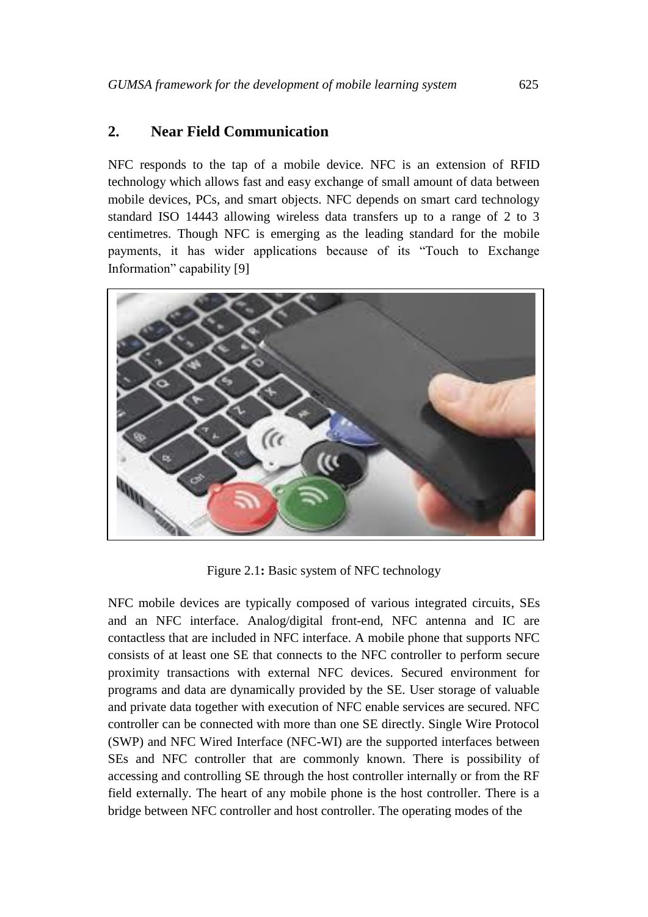## 2. Near Field Communication

NFC responds to the tap of a mobile device. NFC is an extension of RFID technology which allows fast and easy exchange of small amount of data between mobile devices, PCs, and smart objects. NFC depends on smart card technology standard ISO 14443 allowing wireless data transfers up to a range of 2 to 3 centimetres. Though NFC is emerging as the leading standard for the mobile payments, it has wider applications because of its "Touch to Exchange Information" capability [9]

Figure 2.1**:** Basic system of NFC technology

NFC mobile devices are typically composed of various integrated circuits, SEs and an NFC interface. Analog/digital front-end, NFC antenna and IC are contactless that are included in NFC interface. A mobile phone that supports NFC consists of at least one SE that connects to the NFC controller to perform secure proximity transactions with external NFC devices. Secured environment for programs and data are dynamically provided by the SE. User storage of valuable and private data together with execution of NFC enable services are secured. NFC controller can be connected with more than one SE directly. Single Wire Protocol (SWP) and NFC Wired Interface (NFC-WI) are the supported interfaces between SEs and NFC controller that are commonly known. There is possibility of accessing and controlling SE through the host controller internally or from the RF field externally. The heart of any mobile phone is the host controller. There is a bridge between NFC controller and host controller. The operating modes of the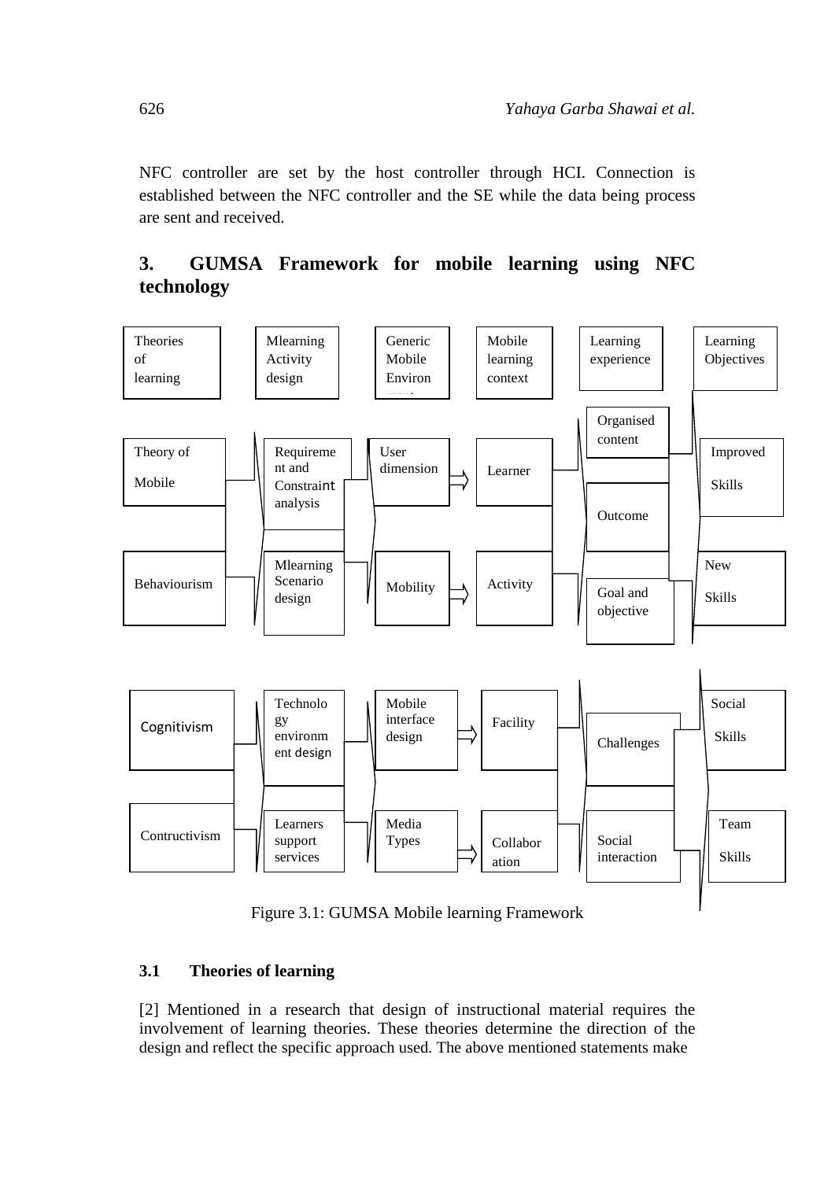NFC controller are set by the host controller through HCI. Connection is established between the NFC controller and the SE while the data being process are sent and received.

## 3. GUMSA Framework for mobile learning using NFC technology

| Theories of learning | Mlearning Activity design | Generic Mobile Environ | Mobile learning context | Learning experience | Learning Objectives |
|---|---|---|---|---|---|
| Theory of Mobile | Requirement and Constraint analysis | User dimension | Learner | Organised content | Improved Skills |
| | | | | Outcome | |
| Behaviourism | Mlearning Scenario design | Mobility | Activity | Goal and objective | New Skills |
| Cognitivism | Technology environment design | Mobile interface design | Facility | Challenges | Social Skills |
| Contructivism | Learners support services | Media Types | Collaboration | Social interaction | Team Skills |

Figure 3.1: GUMSA Mobile learning Framework

### 3.1 Theories of learning

[2] Mentioned in a research that design of instructional material requires the involvement of learning theories. These theories determine the direction of the design and reflect the specific approach used. The above mentioned statements make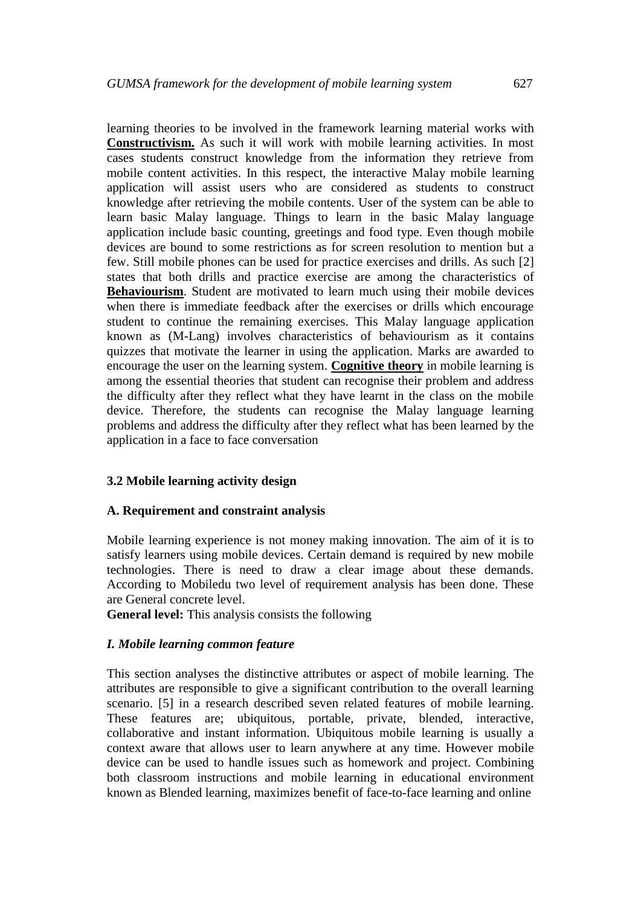learning theories to be involved in the framework learning material works with **Constructivism.** As such it will work with mobile learning activities. In most cases students construct knowledge from the information they retrieve from mobile content activities. In this respect, the interactive Malay mobile learning application will assist users who are considered as students to construct knowledge after retrieving the mobile contents. User of the system can be able to learn basic Malay language. Things to learn in the basic Malay language application include basic counting, greetings and food type. Even though mobile devices are bound to some restrictions as for screen resolution to mention but a few. Still mobile phones can be used for practice exercises and drills. As such [2] states that both drills and practice exercise are among the characteristics of **Behaviourism**. Student are motivated to learn much using their mobile devices when there is immediate feedback after the exercises or drills which encourage student to continue the remaining exercises. This Malay language application known as (M-Lang) involves characteristics of behaviourism as it contains quizzes that motivate the learner in using the application. Marks are awarded to encourage the user on the learning system. **Cognitive theory** in mobile learning is among the essential theories that student can recognise their problem and address the difficulty after they reflect what they have learnt in the class on the mobile device. Therefore, the students can recognise the Malay language learning problems and address the difficulty after they reflect what has been learned by the application in a face to face conversation

### 3.2 Mobile learning activity design

#### A. Requirement and constraint analysis

Mobile learning experience is not money making innovation. The aim of it is to satisfy learners using mobile devices. Certain demand is required by new mobile technologies. There is need to draw a clear image about these demands. According to Mobiledu two level of requirement analysis has been done. These are General concrete level.

**General level:** This analysis consists the following

#### *I. Mobile learning common feature*

This section analyses the distinctive attributes or aspect of mobile learning. The attributes are responsible to give a significant contribution to the overall learning scenario. [5] in a research described seven related features of mobile learning. These features are; ubiquitous, portable, private, blended, interactive, collaborative and instant information. Ubiquitous mobile learning is usually a context aware that allows user to learn anywhere at any time. However mobile device can be used to handle issues such as homework and project. Combining both classroom instructions and mobile learning in educational environment known as Blended learning, maximizes benefit of face-to-face learning and online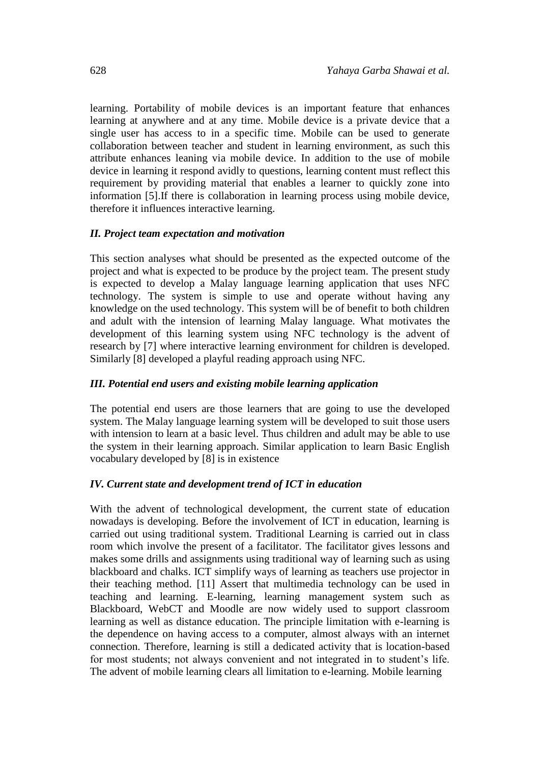learning. Portability of mobile devices is an important feature that enhances learning at anywhere and at any time. Mobile device is a private device that a single user has access to in a specific time. Mobile can be used to generate collaboration between teacher and student in learning environment, as such this attribute enhances leaning via mobile device. In addition to the use of mobile device in learning it respond avidly to questions, learning content must reflect this requirement by providing material that enables a learner to quickly zone into information [5].If there is collaboration in learning process using mobile device, therefore it influences interactive learning.

### *II. Project team expectation and motivation*

This section analyses what should be presented as the expected outcome of the project and what is expected to be produce by the project team. The present study is expected to develop a Malay language learning application that uses NFC technology. The system is simple to use and operate without having any knowledge on the used technology. This system will be of benefit to both children and adult with the intension of learning Malay language. What motivates the development of this learning system using NFC technology is the advent of research by [7] where interactive learning environment for children is developed. Similarly [8] developed a playful reading approach using NFC.

### *III. Potential end users and existing mobile learning application*

The potential end users are those learners that are going to use the developed system. The Malay language learning system will be developed to suit those users with intension to learn at a basic level. Thus children and adult may be able to use the system in their learning approach. Similar application to learn Basic English vocabulary developed by [8] is in existence

### *IV. Current state and development trend of ICT in education*

With the advent of technological development, the current state of education nowadays is developing. Before the involvement of ICT in education, learning is carried out using traditional system. Traditional Learning is carried out in class room which involve the present of a facilitator. The facilitator gives lessons and makes some drills and assignments using traditional way of learning such as using blackboard and chalks. ICT simplify ways of learning as teachers use projector in their teaching method. [11] Assert that multimedia technology can be used in teaching and learning. E-learning, learning management system such as Blackboard, WebCT and Moodle are now widely used to support classroom learning as well as distance education. The principle limitation with e-learning is the dependence on having access to a computer, almost always with an internet connection. Therefore, learning is still a dedicated activity that is location-based for most students; not always convenient and not integrated in to student's life. The advent of mobile learning clears all limitation to e-learning. Mobile learning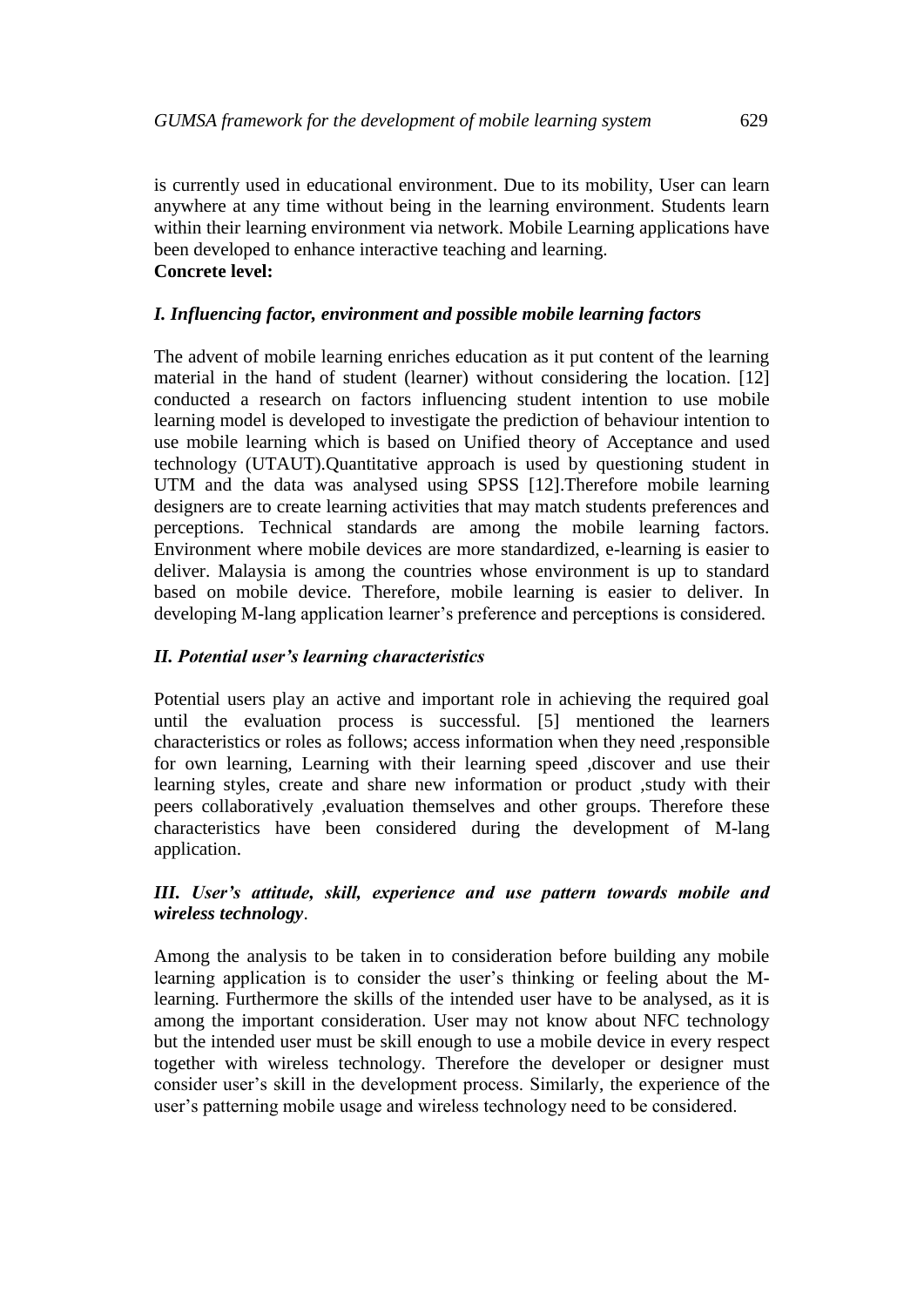is currently used in educational environment. Due to its mobility, User can learn anywhere at any time without being in the learning environment. Students learn within their learning environment via network. Mobile Learning applications have been developed to enhance interactive teaching and learning.

**Concrete level:**

***I. Influencing factor, environment and possible mobile learning factors***

The advent of mobile learning enriches education as it put content of the learning material in the hand of student (learner) without considering the location. [12] conducted a research on factors influencing student intention to use mobile learning model is developed to investigate the prediction of behaviour intention to use mobile learning which is based on Unified theory of Acceptance and used technology (UTAUT).Quantitative approach is used by questioning student in UTM and the data was analysed using SPSS [12].Therefore mobile learning designers are to create learning activities that may match students preferences and perceptions. Technical standards are among the mobile learning factors. Environment where mobile devices are more standardized, e-learning is easier to deliver. Malaysia is among the countries whose environment is up to standard based on mobile device. Therefore, mobile learning is easier to deliver. In developing M-lang application learner's preference and perceptions is considered.

***II. Potential user's learning characteristics***

Potential users play an active and important role in achieving the required goal until the evaluation process is successful. [5] mentioned the learners characteristics or roles as follows; access information when they need ,responsible for own learning, Learning with their learning speed ,discover and use their learning styles, create and share new information or product ,study with their peers collaboratively ,evaluation themselves and other groups. Therefore these characteristics have been considered during the development of M-lang application.

***III. User's attitude, skill, experience and use pattern towards mobile and wireless technology***.

Among the analysis to be taken in to consideration before building any mobile learning application is to consider the user's thinking or feeling about the M-learning. Furthermore the skills of the intended user have to be analysed, as it is among the important consideration. User may not know about NFC technology but the intended user must be skill enough to use a mobile device in every respect together with wireless technology. Therefore the developer or designer must consider user's skill in the development process. Similarly, the experience of the user's patterning mobile usage and wireless technology need to be considered.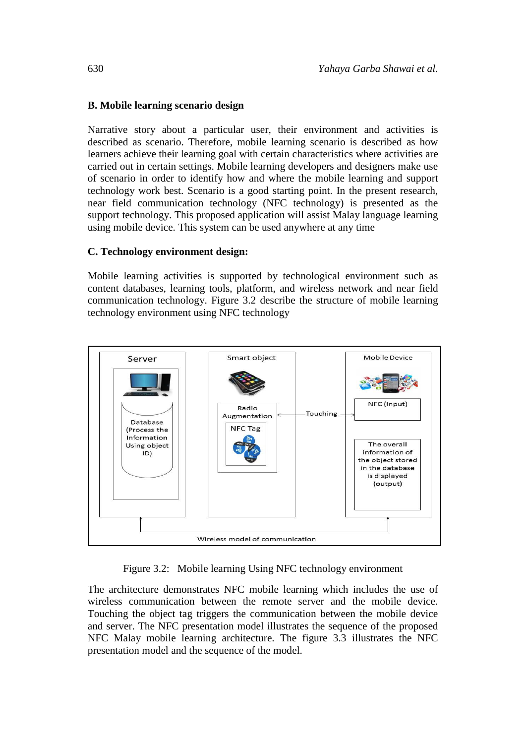### B. Mobile learning scenario design

Narrative story about a particular user, their environment and activities is described as scenario. Therefore, mobile learning scenario is described as how learners achieve their learning goal with certain characteristics where activities are carried out in certain settings. Mobile learning developers and designers make use of scenario in order to identify how and where the mobile learning and support technology work best. Scenario is a good starting point. In the present research, near field communication technology (NFC technology) is presented as the support technology. This proposed application will assist Malay language learning using mobile device. This system can be used anywhere at any time

### C. Technology environment design:

Mobile learning activities is supported by technological environment such as content databases, learning tools, platform, and wireless network and near field communication technology. Figure 3.2 describe the structure of mobile learning technology environment using NFC technology

Server

Database (Process the Information Using object ID)

Smart object

Radio Augmentation

NFC Tag

Touching

Mobile Device

NFC (Input)

The overall information of the object stored in the database is displayed (output)

Wireless model of communication

Figure 3.2: Mobile learning Using NFC technology environment

The architecture demonstrates NFC mobile learning which includes the use of wireless communication between the remote server and the mobile device. Touching the object tag triggers the communication between the mobile device and server. The NFC presentation model illustrates the sequence of the proposed NFC Malay mobile learning architecture. The figure 3.3 illustrates the NFC presentation model and the sequence of the model.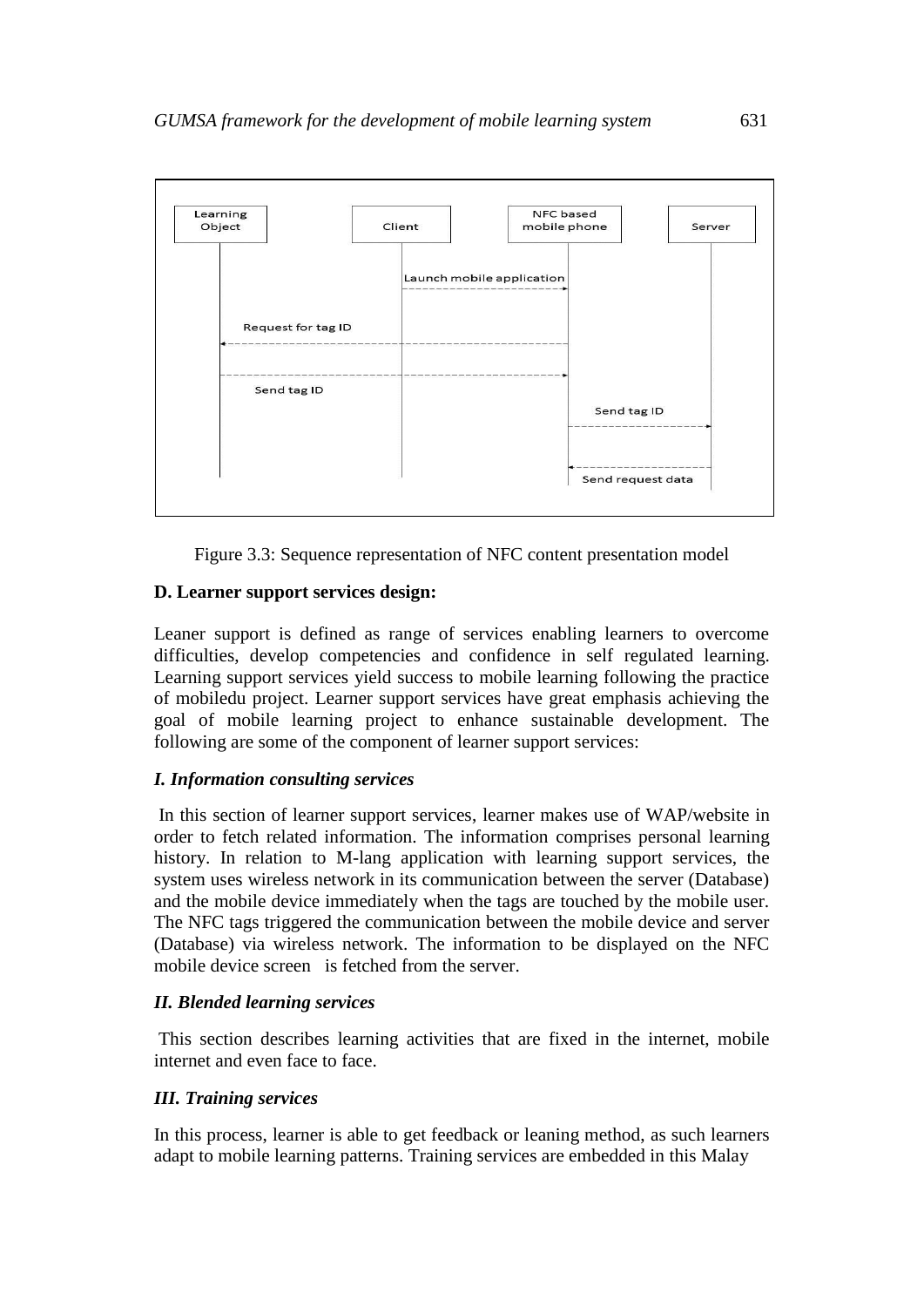Figure 3.3: Sequence representation of NFC content presentation model

### D. Learner support services design:

Leaner support is defined as range of services enabling learners to overcome difficulties, develop competencies and confidence in self regulated learning. Learning support services yield success to mobile learning following the practice of mobiledu project. Learner support services have great emphasis achieving the goal of mobile learning project to enhance sustainable development. The following are some of the component of learner support services:

#### *I. Information consulting services*

In this section of learner support services, learner makes use of WAP/website in order to fetch related information. The information comprises personal learning history. In relation to M-lang application with learning support services, the system uses wireless network in its communication between the server (Database) and the mobile device immediately when the tags are touched by the mobile user. The NFC tags triggered the communication between the mobile device and server (Database) via wireless network. The information to be displayed on the NFC mobile device screen is fetched from the server.

#### *II. Blended learning services*

This section describes learning activities that are fixed in the internet, mobile internet and even face to face.

#### *III. Training services*

In this process, learner is able to get feedback or leaning method, as such learners adapt to mobile learning patterns. Training services are embedded in this Malay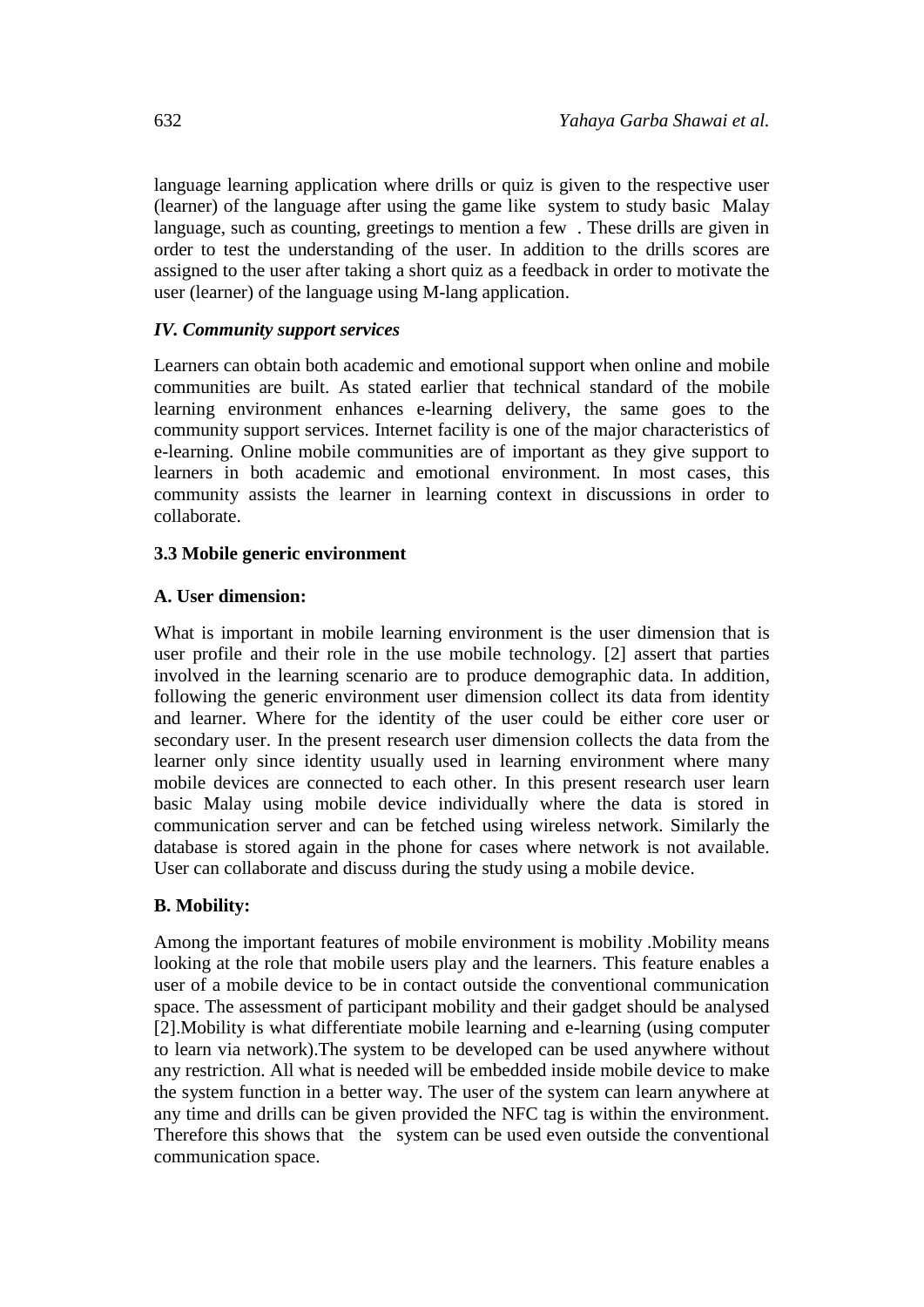language learning application where drills or quiz is given to the respective user (learner) of the language after using the game like system to study basic Malay language, such as counting, greetings to mention a few . These drills are given in order to test the understanding of the user. In addition to the drills scores are assigned to the user after taking a short quiz as a feedback in order to motivate the user (learner) of the language using M-lang application.

#### *IV. Community support services*

Learners can obtain both academic and emotional support when online and mobile communities are built. As stated earlier that technical standard of the mobile learning environment enhances e-learning delivery, the same goes to the community support services. Internet facility is one of the major characteristics of e-learning. Online mobile communities are of important as they give support to learners in both academic and emotional environment. In most cases, this community assists the learner in learning context in discussions in order to collaborate.

### 3.3 Mobile generic environment

#### A. User dimension:

What is important in mobile learning environment is the user dimension that is user profile and their role in the use mobile technology. [2] assert that parties involved in the learning scenario are to produce demographic data. In addition, following the generic environment user dimension collect its data from identity and learner. Where for the identity of the user could be either core user or secondary user. In the present research user dimension collects the data from the learner only since identity usually used in learning environment where many mobile devices are connected to each other. In this present research user learn basic Malay using mobile device individually where the data is stored in communication server and can be fetched using wireless network. Similarly the database is stored again in the phone for cases where network is not available. User can collaborate and discuss during the study using a mobile device.

#### B. Mobility:

Among the important features of mobile environment is mobility .Mobility means looking at the role that mobile users play and the learners. This feature enables a user of a mobile device to be in contact outside the conventional communication space. The assessment of participant mobility and their gadget should be analysed [2].Mobility is what differentiate mobile learning and e-learning (using computer to learn via network).The system to be developed can be used anywhere without any restriction. All what is needed will be embedded inside mobile device to make the system function in a better way. The user of the system can learn anywhere at any time and drills can be given provided the NFC tag is within the environment. Therefore this shows that the system can be used even outside the conventional communication space.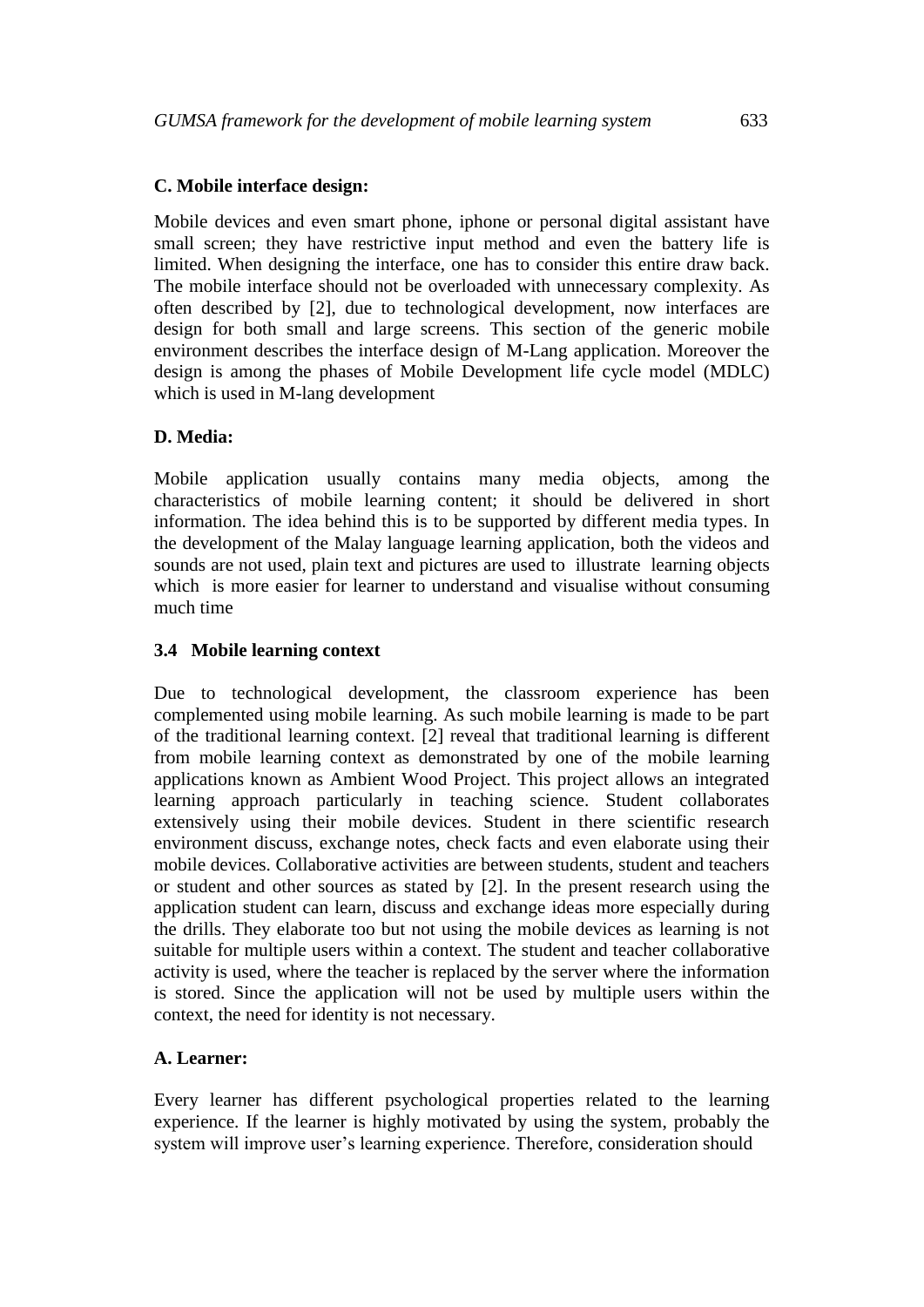**C. Mobile interface design:**

Mobile devices and even smart phone, iphone or personal digital assistant have small screen; they have restrictive input method and even the battery life is limited. When designing the interface, one has to consider this entire draw back. The mobile interface should not be overloaded with unnecessary complexity. As often described by [2], due to technological development, now interfaces are design for both small and large screens. This section of the generic mobile environment describes the interface design of M-Lang application. Moreover the design is among the phases of Mobile Development life cycle model (MDLC) which is used in M-lang development

**D. Media:**

Mobile application usually contains many media objects, among the characteristics of mobile learning content; it should be delivered in short information. The idea behind this is to be supported by different media types. In the development of the Malay language learning application, both the videos and sounds are not used, plain text and pictures are used to illustrate learning objects which is more easier for learner to understand and visualise without consuming much time

### 3.4 Mobile learning context

Due to technological development, the classroom experience has been complemented using mobile learning. As such mobile learning is made to be part of the traditional learning context. [2] reveal that traditional learning is different from mobile learning context as demonstrated by one of the mobile learning applications known as Ambient Wood Project. This project allows an integrated learning approach particularly in teaching science. Student collaborates extensively using their mobile devices. Student in there scientific research environment discuss, exchange notes, check facts and even elaborate using their mobile devices. Collaborative activities are between students, student and teachers or student and other sources as stated by [2]. In the present research using the application student can learn, discuss and exchange ideas more especially during the drills. They elaborate too but not using the mobile devices as learning is not suitable for multiple users within a context. The student and teacher collaborative activity is used, where the teacher is replaced by the server where the information is stored. Since the application will not be used by multiple users within the context, the need for identity is not necessary.

**A. Learner:**

Every learner has different psychological properties related to the learning experience. If the learner is highly motivated by using the system, probably the system will improve user's learning experience. Therefore, consideration should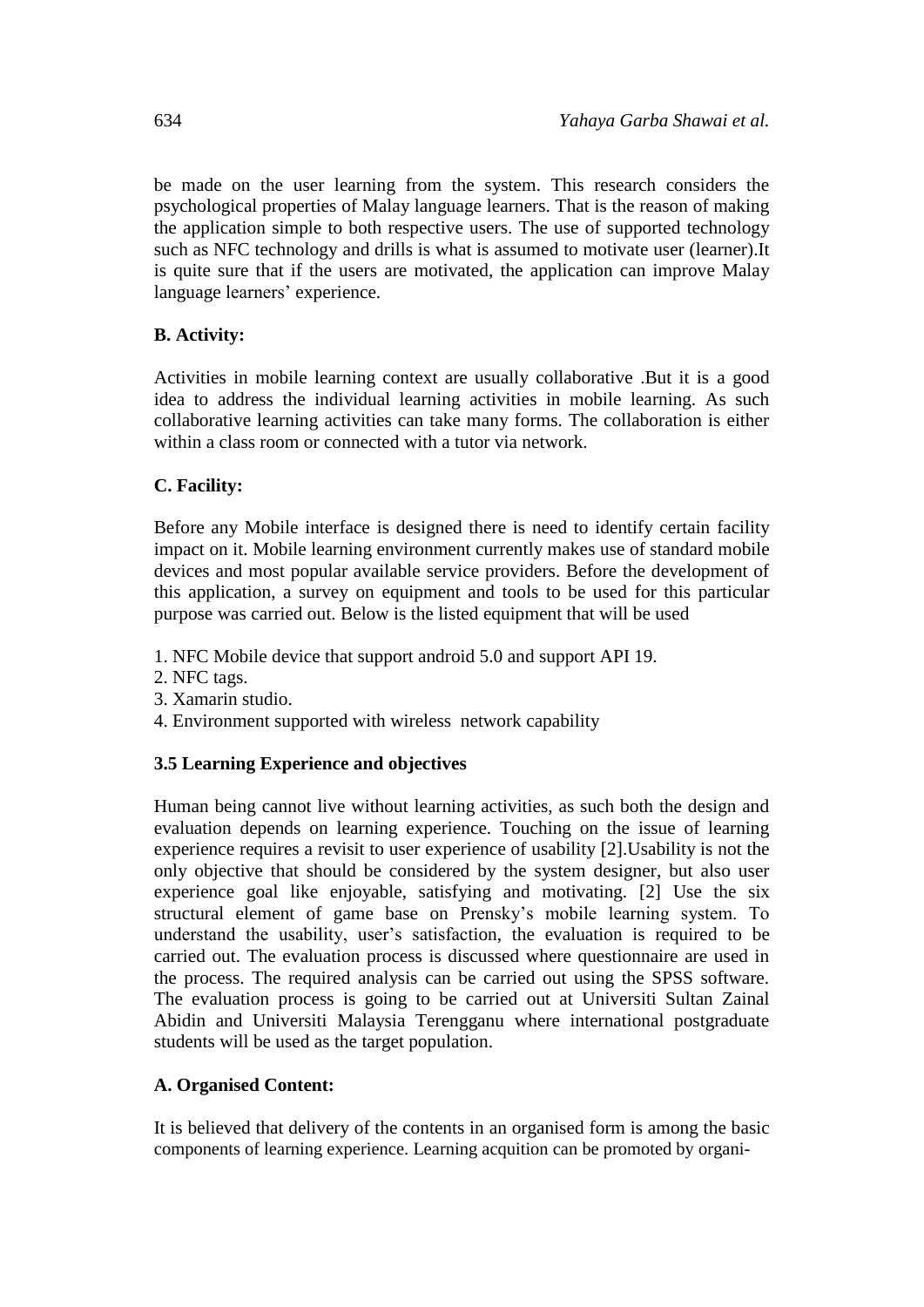be made on the user learning from the system. This research considers the psychological properties of Malay language learners. That is the reason of making the application simple to both respective users. The use of supported technology such as NFC technology and drills is what is assumed to motivate user (learner).It is quite sure that if the users are motivated, the application can improve Malay language learners' experience.

**B. Activity:**

Activities in mobile learning context are usually collaborative .But it is a good idea to address the individual learning activities in mobile learning. As such collaborative learning activities can take many forms. The collaboration is either within a class room or connected with a tutor via network.

**C. Facility:**

Before any Mobile interface is designed there is need to identify certain facility impact on it. Mobile learning environment currently makes use of standard mobile devices and most popular available service providers. Before the development of this application, a survey on equipment and tools to be used for this particular purpose was carried out. Below is the listed equipment that will be used

1. NFC Mobile device that support android 5.0 and support API 19.
2. NFC tags.
3. Xamarin studio.
4. Environment supported with wireless network capability

### 3.5 Learning Experience and objectives

Human being cannot live without learning activities, as such both the design and evaluation depends on learning experience. Touching on the issue of learning experience requires a revisit to user experience of usability [2].Usability is not the only objective that should be considered by the system designer, but also user experience goal like enjoyable, satisfying and motivating. [2] Use the six structural element of game base on Prensky's mobile learning system. To understand the usability, user's satisfaction, the evaluation is required to be carried out. The evaluation process is discussed where questionnaire are used in the process. The required analysis can be carried out using the SPSS software. The evaluation process is going to be carried out at Universiti Sultan Zainal Abidin and Universiti Malaysia Terengganu where international postgraduate students will be used as the target population.

**A. Organised Content:**

It is believed that delivery of the contents in an organised form is among the basic components of learning experience. Learning acquition can be promoted by organi-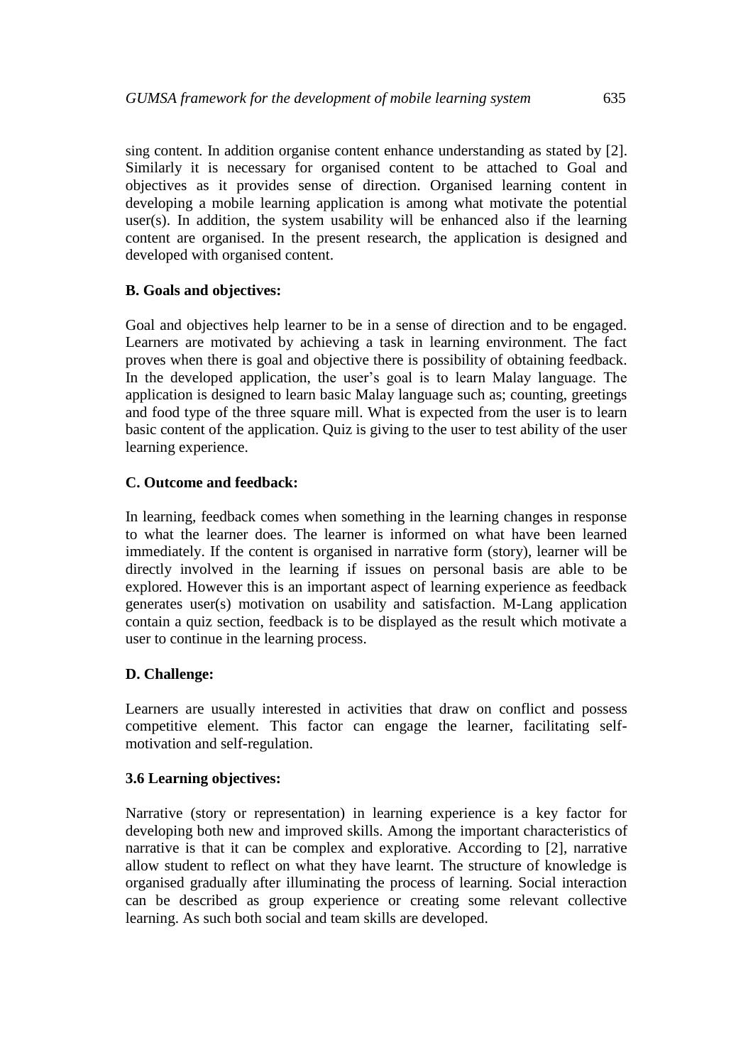sing content. In addition organise content enhance understanding as stated by [2]. Similarly it is necessary for organised content to be attached to Goal and objectives as it provides sense of direction. Organised learning content in developing a mobile learning application is among what motivate the potential user(s). In addition, the system usability will be enhanced also if the learning content are organised. In the present research, the application is designed and developed with organised content.

**B. Goals and objectives:**

Goal and objectives help learner to be in a sense of direction and to be engaged. Learners are motivated by achieving a task in learning environment. The fact proves when there is goal and objective there is possibility of obtaining feedback. In the developed application, the user's goal is to learn Malay language. The application is designed to learn basic Malay language such as; counting, greetings and food type of the three square mill. What is expected from the user is to learn basic content of the application. Quiz is giving to the user to test ability of the user learning experience.

**C. Outcome and feedback:**

In learning, feedback comes when something in the learning changes in response to what the learner does. The learner is informed on what have been learned immediately. If the content is organised in narrative form (story), learner will be directly involved in the learning if issues on personal basis are able to be explored. However this is an important aspect of learning experience as feedback generates user(s) motivation on usability and satisfaction. M-Lang application contain a quiz section, feedback is to be displayed as the result which motivate a user to continue in the learning process.

**D. Challenge:**

Learners are usually interested in activities that draw on conflict and possess competitive element. This factor can engage the learner, facilitating self-motivation and self-regulation.

**3.6 Learning objectives:**

Narrative (story or representation) in learning experience is a key factor for developing both new and improved skills. Among the important characteristics of narrative is that it can be complex and explorative. According to [2], narrative allow student to reflect on what they have learnt. The structure of knowledge is organised gradually after illuminating the process of learning. Social interaction can be described as group experience or creating some relevant collective learning. As such both social and team skills are developed.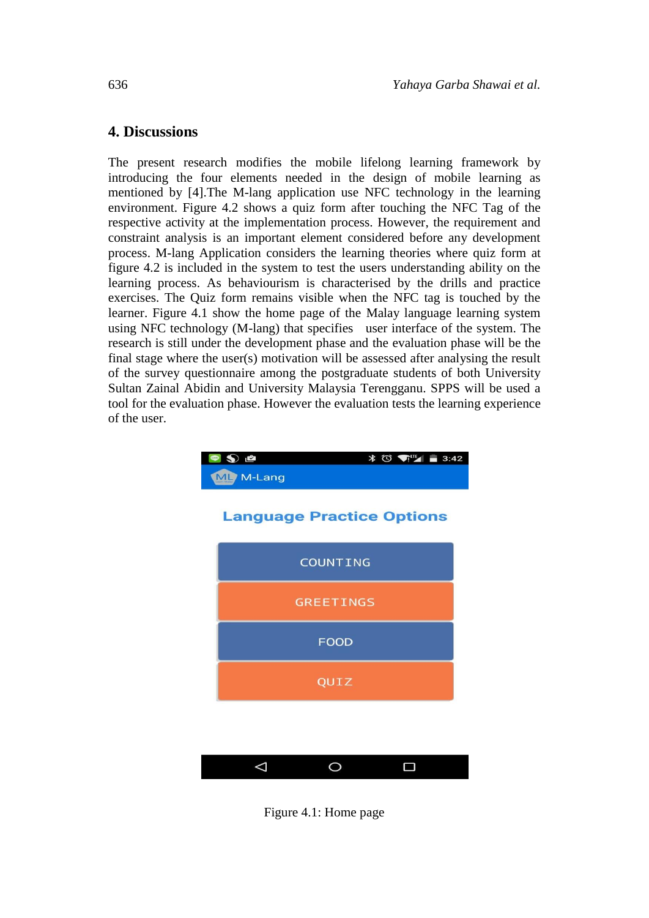## 4. Discussions

The present research modifies the mobile lifelong learning framework by introducing the four elements needed in the design of mobile learning as mentioned by [4].The M-lang application use NFC technology in the learning environment. Figure 4.2 shows a quiz form after touching the NFC Tag of the respective activity at the implementation process. However, the requirement and constraint analysis is an important element considered before any development process. M-lang Application considers the learning theories where quiz form at figure 4.2 is included in the system to test the users understanding ability on the learning process. As behaviourism is characterised by the drills and practice exercises. The Quiz form remains visible when the NFC tag is touched by the learner. Figure 4.1 show the home page of the Malay language learning system using NFC technology (M-lang) that specifies user interface of the system. The research is still under the development phase and the evaluation phase will be the final stage where the user(s) motivation will be assessed after analysing the result of the survey questionnaire among the postgraduate students of both University Sultan Zainal Abidin and University Malaysia Terengganu. SPPS will be used a tool for the evaluation phase. However the evaluation tests the learning experience of the user.

Figure 4.1: Home page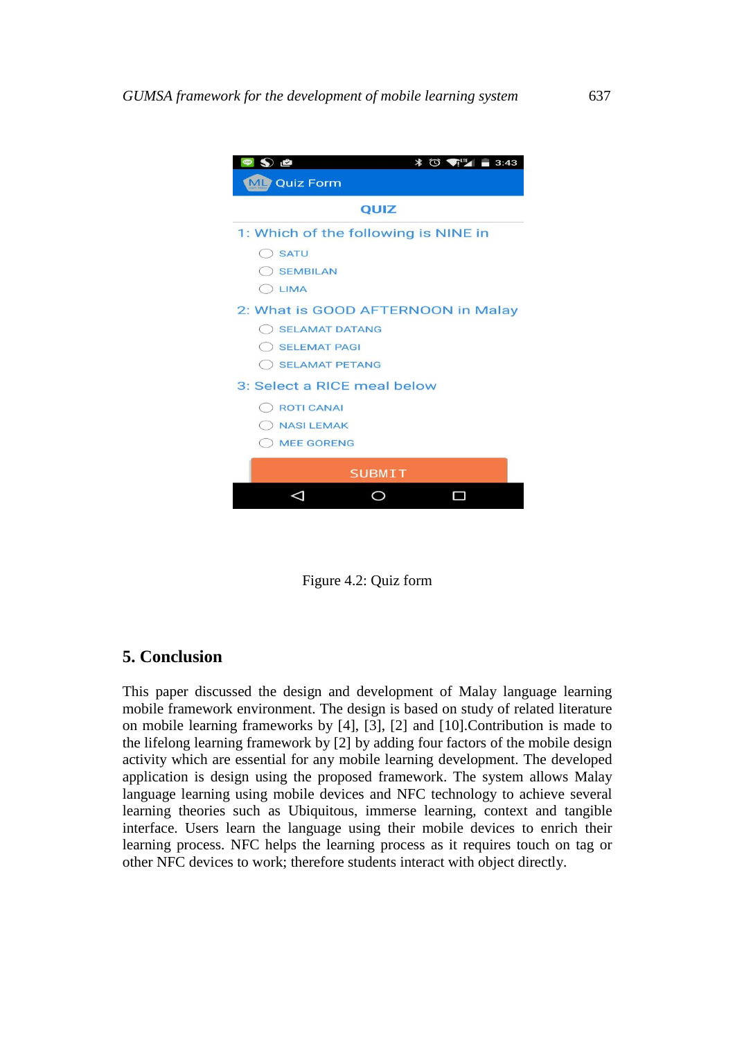Figure 4.2: Quiz form

## 5. Conclusion

This paper discussed the design and development of Malay language learning mobile framework environment. The design is based on study of related literature on mobile learning frameworks by [4], [3], [2] and [10].Contribution is made to the lifelong learning framework by [2] by adding four factors of the mobile design activity which are essential for any mobile learning development. The developed application is design using the proposed framework. The system allows Malay language learning using mobile devices and NFC technology to achieve several learning theories such as Ubiquitous, immerse learning, context and tangible interface. Users learn the language using their mobile devices to enrich their learning process. NFC helps the learning process as it requires touch on tag or other NFC devices to work; therefore students interact with object directly.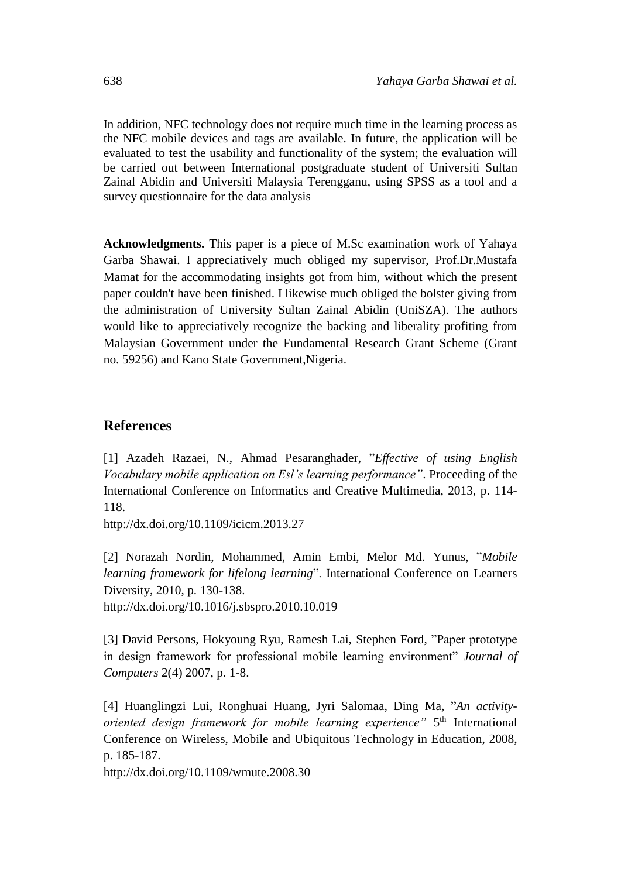In addition, NFC technology does not require much time in the learning process as the NFC mobile devices and tags are available. In future, the application will be evaluated to test the usability and functionality of the system; the evaluation will be carried out between International postgraduate student of Universiti Sultan Zainal Abidin and Universiti Malaysia Terengganu, using SPSS as a tool and a survey questionnaire for the data analysis

**Acknowledgments.** This paper is a piece of M.Sc examination work of Yahaya Garba Shawai. I appreciatively much obliged my supervisor, Prof.Dr.Mustafa Mamat for the accommodating insights got from him, without which the present paper couldn't have been finished. I likewise much obliged the bolster giving from the administration of University Sultan Zainal Abidin (UniSZA). The authors would like to appreciatively recognize the backing and liberality profiting from Malaysian Government under the Fundamental Research Grant Scheme (Grant no. 59256) and Kano State Government,Nigeria.

## References

[1] Azadeh Razaei, N., Ahmad Pesaranghader, "*Effective of using English Vocabulary mobile application on Esl's learning performance"*. Proceeding of the International Conference on Informatics and Creative Multimedia, 2013, p. 114-118.
http://dx.doi.org/10.1109/icicm.2013.27

[2] Norazah Nordin, Mohammed, Amin Embi, Melor Md. Yunus, "*Mobile learning framework for lifelong learning*". International Conference on Learners Diversity, 2010, p. 130-138.
http://dx.doi.org/10.1016/j.sbspro.2010.10.019

[3] David Persons, Hokyoung Ryu, Ramesh Lai, Stephen Ford, "Paper prototype in design framework for professional mobile learning environment" *Journal of Computers* 2(4) 2007, p. 1-8.

[4] Huanglingzi Lui, Ronghuai Huang, Jyri Salomaa, Ding Ma, "*An activity-oriented design framework for mobile learning experience"* 5th International Conference on Wireless, Mobile and Ubiquitous Technology in Education, 2008, p. 185-187.
http://dx.doi.org/10.1109/wmute.2008.30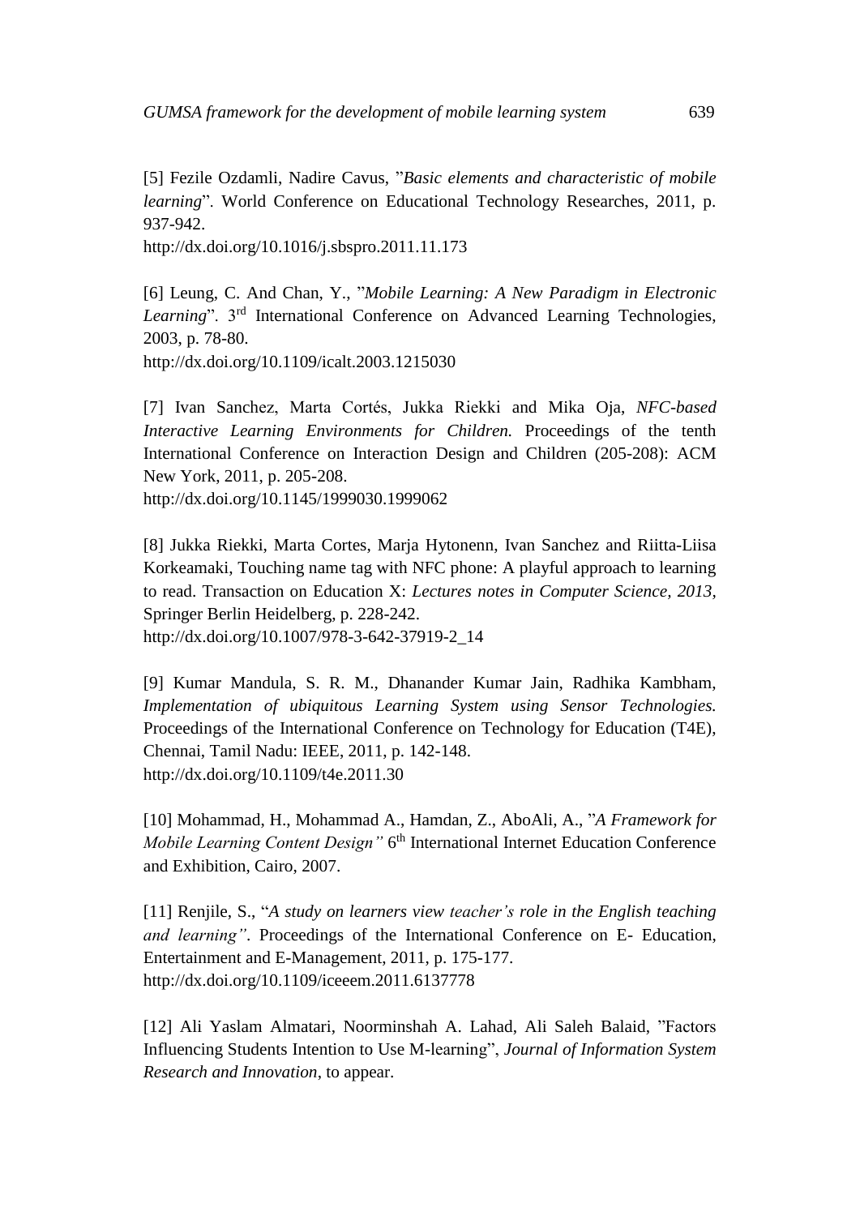[5] Fezile Ozdamli, Nadire Cavus, "*Basic elements and characteristic of mobile learning*". World Conference on Educational Technology Researches, 2011, p. 937-942.
http://dx.doi.org/10.1016/j.sbspro.2011.11.173

[6] Leung, C. And Chan, Y., "*Mobile Learning: A New Paradigm in Electronic Learning*". 3rd International Conference on Advanced Learning Technologies, 2003, p. 78-80.
http://dx.doi.org/10.1109/icalt.2003.1215030

[7] Ivan Sanchez, Marta Cortés, Jukka Riekki and Mika Oja, *NFC-based Interactive Learning Environments for Children.* Proceedings of the tenth International Conference on Interaction Design and Children (205-208): ACM New York, 2011, p. 205-208.
http://dx.doi.org/10.1145/1999030.1999062

[8] Jukka Riekki, Marta Cortes, Marja Hytonenn, Ivan Sanchez and Riitta-Liisa Korkeamaki, Touching name tag with NFC phone: A playful approach to learning to read. Transaction on Education X: *Lectures notes in Computer Science, 2013*, Springer Berlin Heidelberg, p. 228-242.
http://dx.doi.org/10.1007/978-3-642-37919-2_14

[9] Kumar Mandula, S. R. M., Dhanander Kumar Jain, Radhika Kambham, *Implementation of ubiquitous Learning System using Sensor Technologies.* Proceedings of the International Conference on Technology for Education (T4E), Chennai, Tamil Nadu: IEEE, 2011, p. 142-148.
http://dx.doi.org/10.1109/t4e.2011.30

[10] Mohammad, H., Mohammad A., Hamdan, Z., AboAli, A., "*A Framework for Mobile Learning Content Design"* 6th International Internet Education Conference and Exhibition, Cairo, 2007.

[11] Renjile, S., "*A study on learners view teacher's role in the English teaching and learning"*. Proceedings of the International Conference on E- Education, Entertainment and E-Management, 2011, p. 175-177.
http://dx.doi.org/10.1109/iceeem.2011.6137778

[12] Ali Yaslam Almatari, Noorminshah A. Lahad, Ali Saleh Balaid, "Factors Influencing Students Intention to Use M-learning", *Journal of Information System Research and Innovation*, to appear.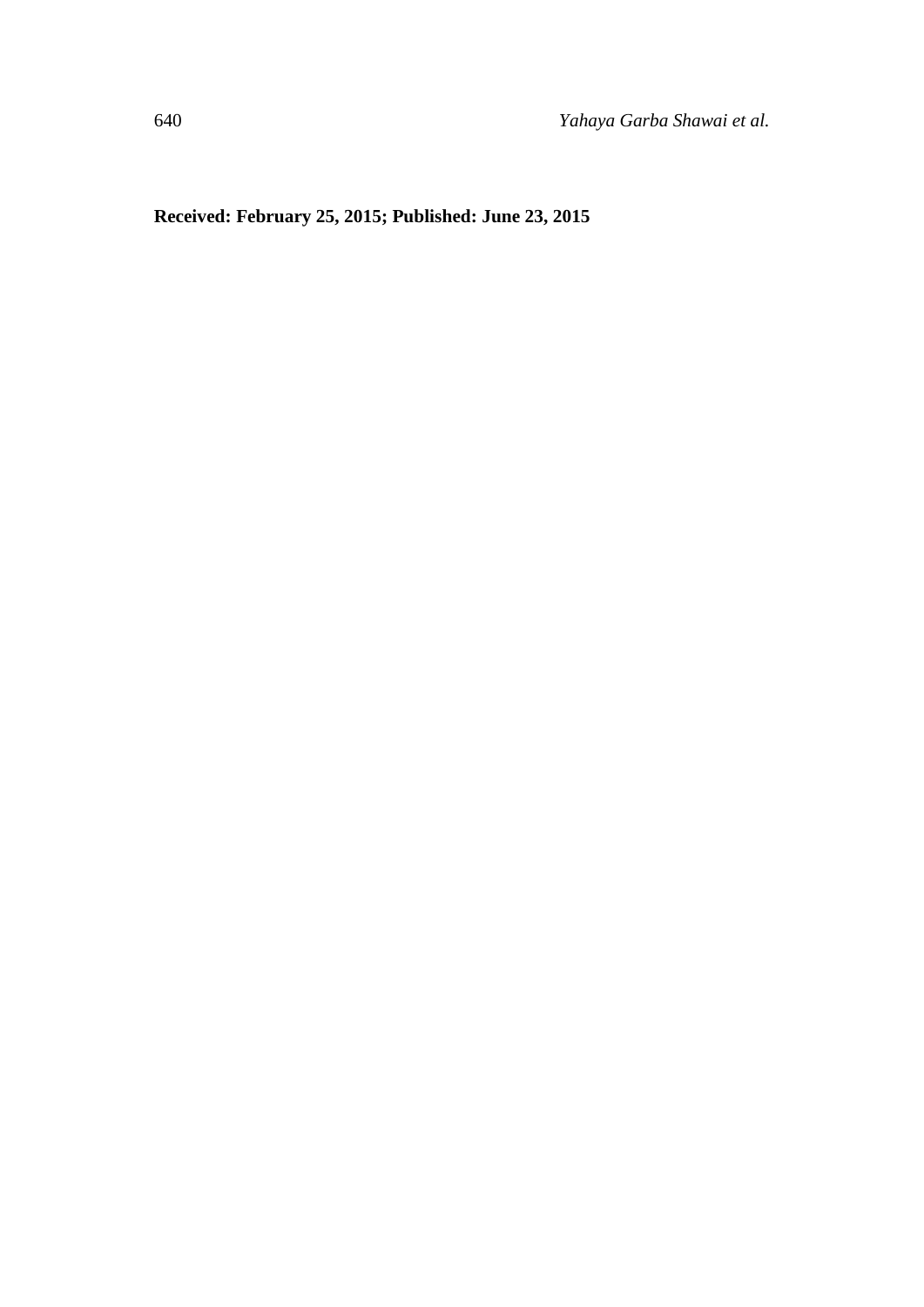**Received: February 25, 2015; Published: June 23, 2015**